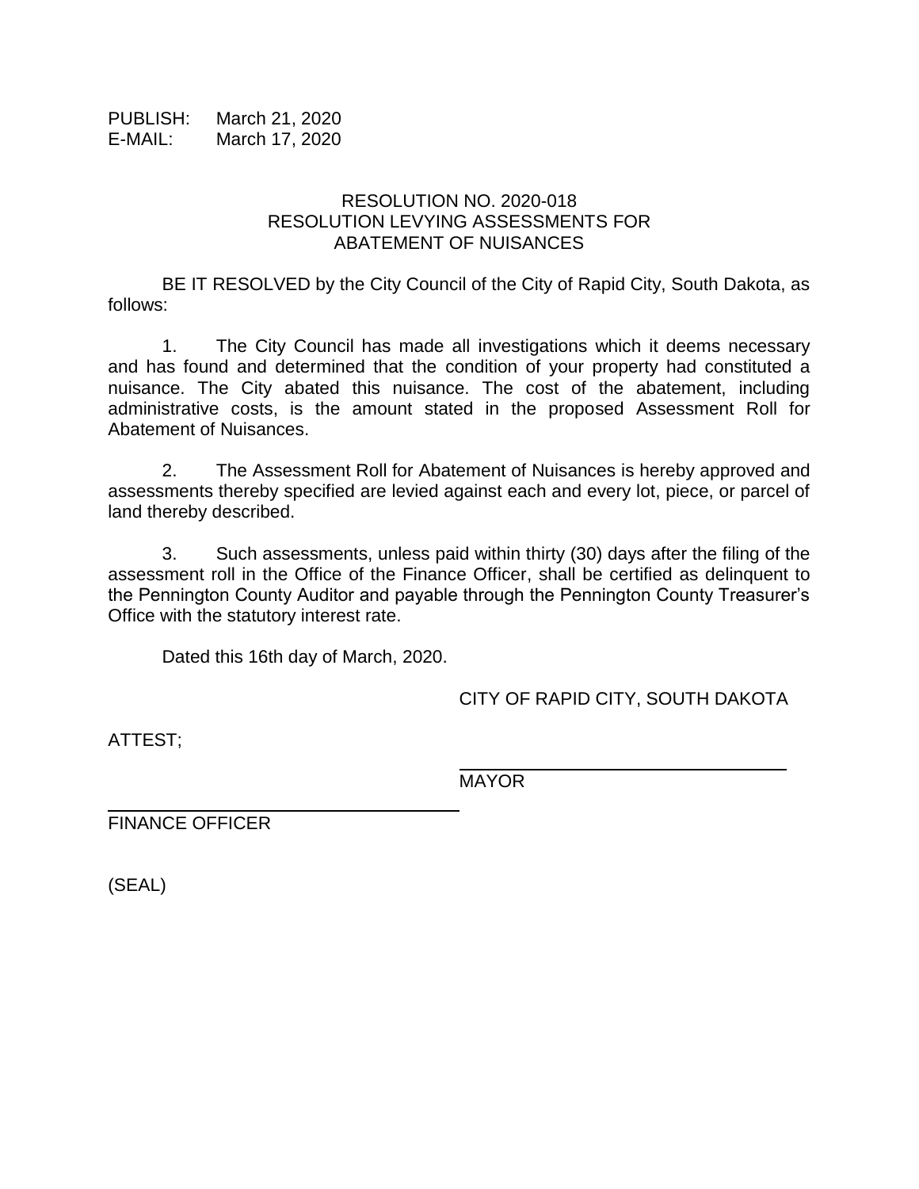PUBLISH: March 21, 2020
E-MAIL: March 17, 2020

# RESOLUTION NO. 2020-018
## RESOLUTION LEVYING ASSESSMENTS FOR ABATEMENT OF NUISANCES

BE IT RESOLVED by the City Council of the City of Rapid City, South Dakota, as follows:

1. The City Council has made all investigations which it deems necessary and has found and determined that the condition of your property had constituted a nuisance. The City abated this nuisance. The cost of the abatement, including administrative costs, is the amount stated in the proposed Assessment Roll for Abatement of Nuisances.

2. The Assessment Roll for Abatement of Nuisances is hereby approved and assessments thereby specified are levied against each and every lot, piece, or parcel of land thereby described.

3. Such assessments, unless paid within thirty (30) days after the filing of the assessment roll in the Office of the Finance Officer, shall be certified as delinquent to the Pennington County Auditor and payable through the Pennington County Treasurer's Office with the statutory interest rate.

Dated this 16th day of March, 2020.

CITY OF RAPID CITY, SOUTH DAKOTA

ATTEST;

\_\_\_\_\_\_\_\_\_\_\_\_\_\_\_\_\_\_\_\_\_\_\_\_\_\_\_\_\_\_\_\_
MAYOR

\_\_\_\_\_\_\_\_\_\_\_\_\_\_\_\_\_\_\_\_\_\_\_\_\_\_\_\_\_\_\_\_
FINANCE OFFICER

(SEAL)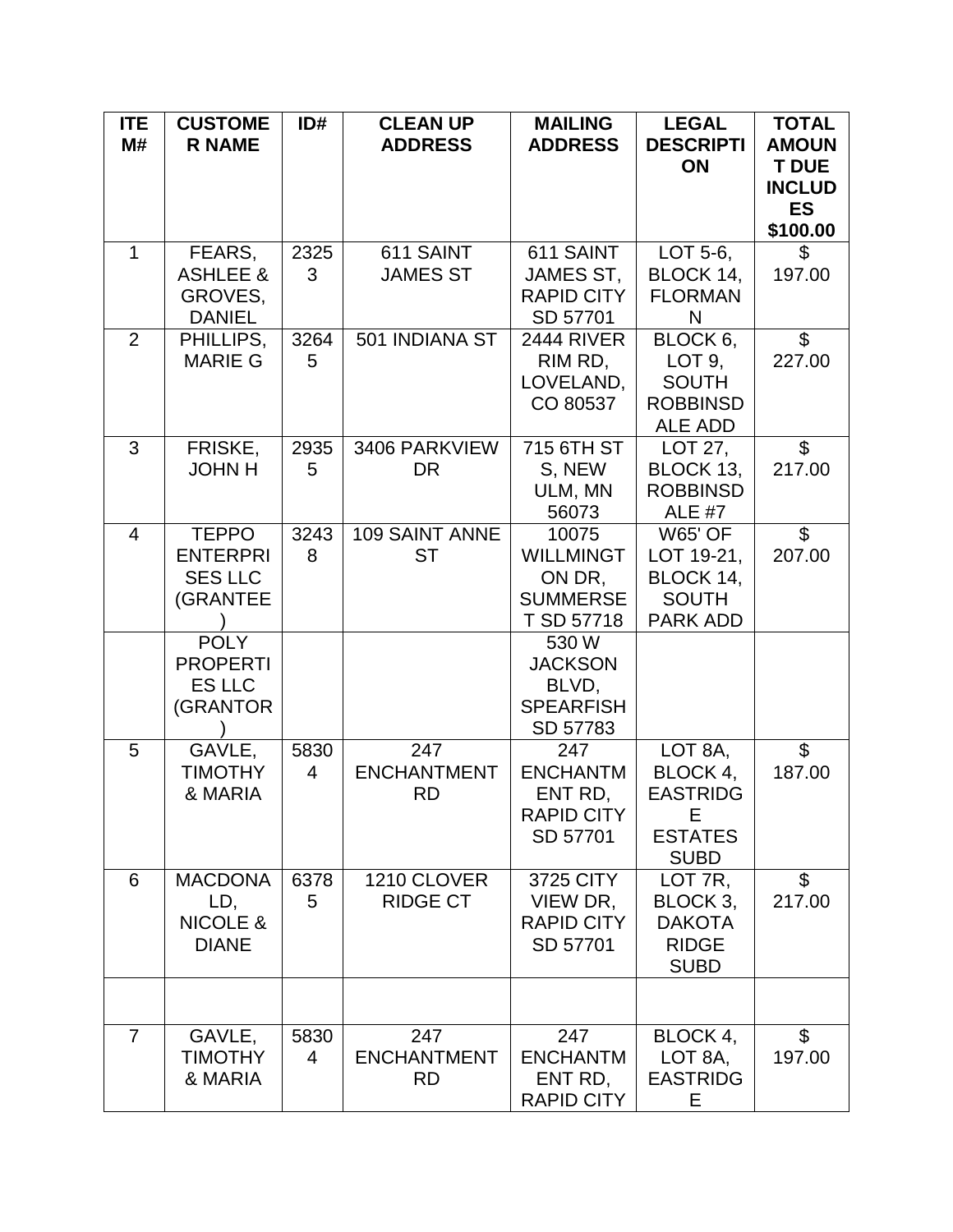| ITEM# | CUSTOMER NAME | ID# | CLEAN UP ADDRESS | MAILING ADDRESS | LEGAL DESCRIPTION | TOTAL AMOUNT DUE INCLUDES $100.00 |
|---|---|---|---|---|---|---|
| 1 | FEARS, ASHLEE & GROVES, DANIEL | 23253 | 611 SAINT JAMES ST | 611 SAINT JAMES ST, RAPID CITY SD 57701 | LOT 5-6, BLOCK 14, FLORMANN | $ 197.00 |
| 2 | PHILLIPS, MARIE G | 32645 | 501 INDIANA ST | 2444 RIVER RIM RD, LOVELAND, CO 80537 | BLOCK 6, LOT 9, SOUTH ROBBINSDALE ADD | $ 227.00 |
| 3 | FRISKE, JOHN H | 29355 | 3406 PARKVIEW DR | 715 6TH ST S, NEW ULM, MN 56073 | LOT 27, BLOCK 13, ROBBINSDALE #7 | $ 217.00 |
| 4 | TEPPO ENTERPRISES LLC (GRANTEE) | 32438 | 109 SAINT ANNE ST | 10075 WILLMINGTON DR, SUMMERSET SD 57718 | W65' OF LOT 19-21, BLOCK 14, SOUTH PARK ADD | $ 207.00 |
| | POLY PROPERTIES LLC (GRANTOR) | | | 530 W JACKSON BLVD, SPEARFISH SD 57783 | | |
| 5 | GAVLE, TIMOTHY & MARIA | 58304 | 247 ENCHANTMENT RD | 247 ENCHANTMENT RD, RAPID CITY SD 57701 | LOT 8A, BLOCK 4, EASTRIDGE ESTATES SUBD | $ 187.00 |
| 6 | MACDONALD, NICOLE & DIANE | 63785 | 1210 CLOVER RIDGE CT | 3725 CITY VIEW DR, RAPID CITY SD 57701 | LOT 7R, BLOCK 3, DAKOTA RIDGE SUBD | $ 217.00 |
| | | | | | | |
| 7 | GAVLE, TIMOTHY & MARIA | 58304 | 247 ENCHANTMENT RD | 247 ENCHANTMENT RD, RAPID CITY | BLOCK 4, LOT 8A, EASTRIDGE | $ 197.00 |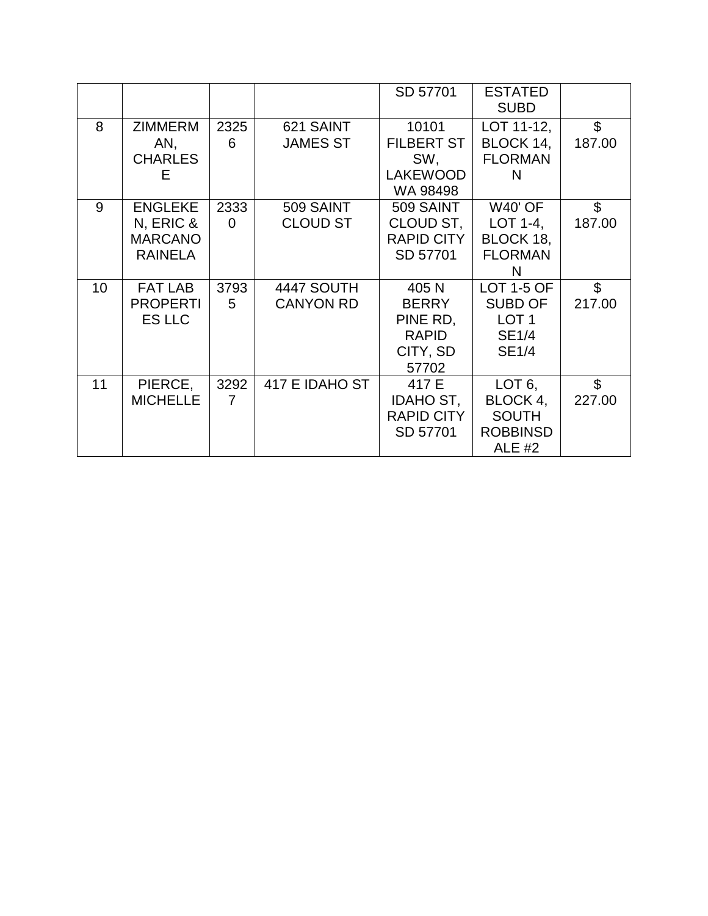| | | | | | | |
|---|---|---|---|---|---|---|
| | | | | SD 57701 | ESTATED SUBD | |
| 8 | ZIMMERMAN, CHARLES E | 23256 | 621 SAINT JAMES ST | 10101 FILBERT ST SW, LAKEWOOD WA 98498 | LOT 11-12, BLOCK 14, FLORMANN | $ 187.00 |
| 9 | ENGLEKEN, ERIC & MARCANO RAINELA | 23330 | 509 SAINT CLOUD ST | 509 SAINT CLOUD ST, RAPID CITY SD 57701 | W40' OF LOT 1-4, BLOCK 18, FLORMANN | $ 187.00 |
| 10 | FAT LAB PROPERTIES LLC | 37935 | 4447 SOUTH CANYON RD | 405 N BERRY PINE RD, RAPID CITY, SD 57702 | LOT 1-5 OF SUBD OF LOT 1 SE1/4 SE1/4 | $ 217.00 |
| 11 | PIERCE, MICHELLE | 32927 | 417 E IDAHO ST | 417 E IDAHO ST, RAPID CITY SD 57701 | LOT 6, BLOCK 4, SOUTH ROBBINSDALE #2 | $ 227.00 |